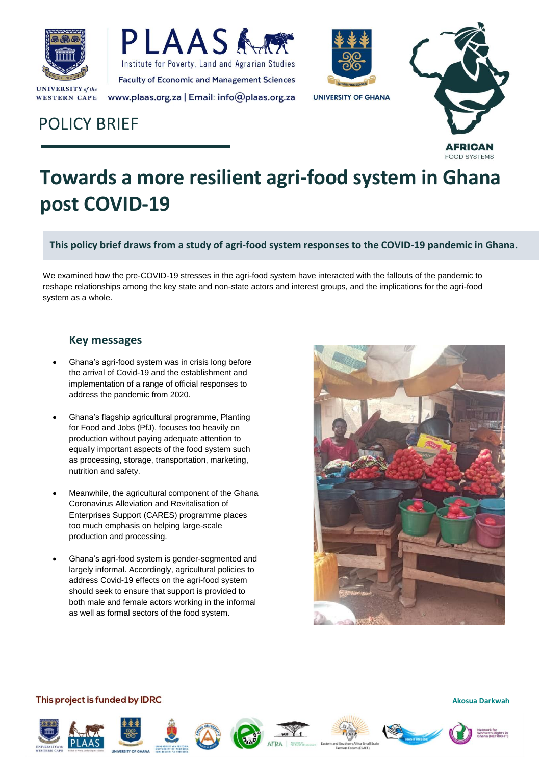POLICY BRIEF

# Towards a more resilient agri-food system in Ghana post COVID-19

**This policy brief draws from a study of agri-food system responses to the COVID-19 pandemic in Ghana.**

We examined how the pre-COVID-19 stresses in the agri-food system have interacted with the fallouts of the pandemic to reshape relationships among the key state and non-state actors and interest groups, and the implications for the agri-food system as a whole.

## Key messages

- Ghana's agri-food system was in crisis long before the arrival of Covid-19 and the establishment and implementation of a range of official responses to address the pandemic from 2020.
- Ghana's flagship agricultural programme, Planting for Food and Jobs (PfJ), focuses too heavily on production without paying adequate attention to equally important aspects of the food system such as processing, storage, transportation, marketing, nutrition and safety.
- Meanwhile, the agricultural component of the Ghana Coronavirus Alleviation and Revitalisation of Enterprises Support (CARES) programme places too much emphasis on helping large-scale production and processing.
- Ghana's agri-food system is gender-segmented and largely informal. Accordingly, agricultural policies to address Covid-19 effects on the agri-food system should seek to ensure that support is provided to both male and female actors working in the informal as well as formal sectors of the food system.

This project is funded by IDRC

Akosua Darkwah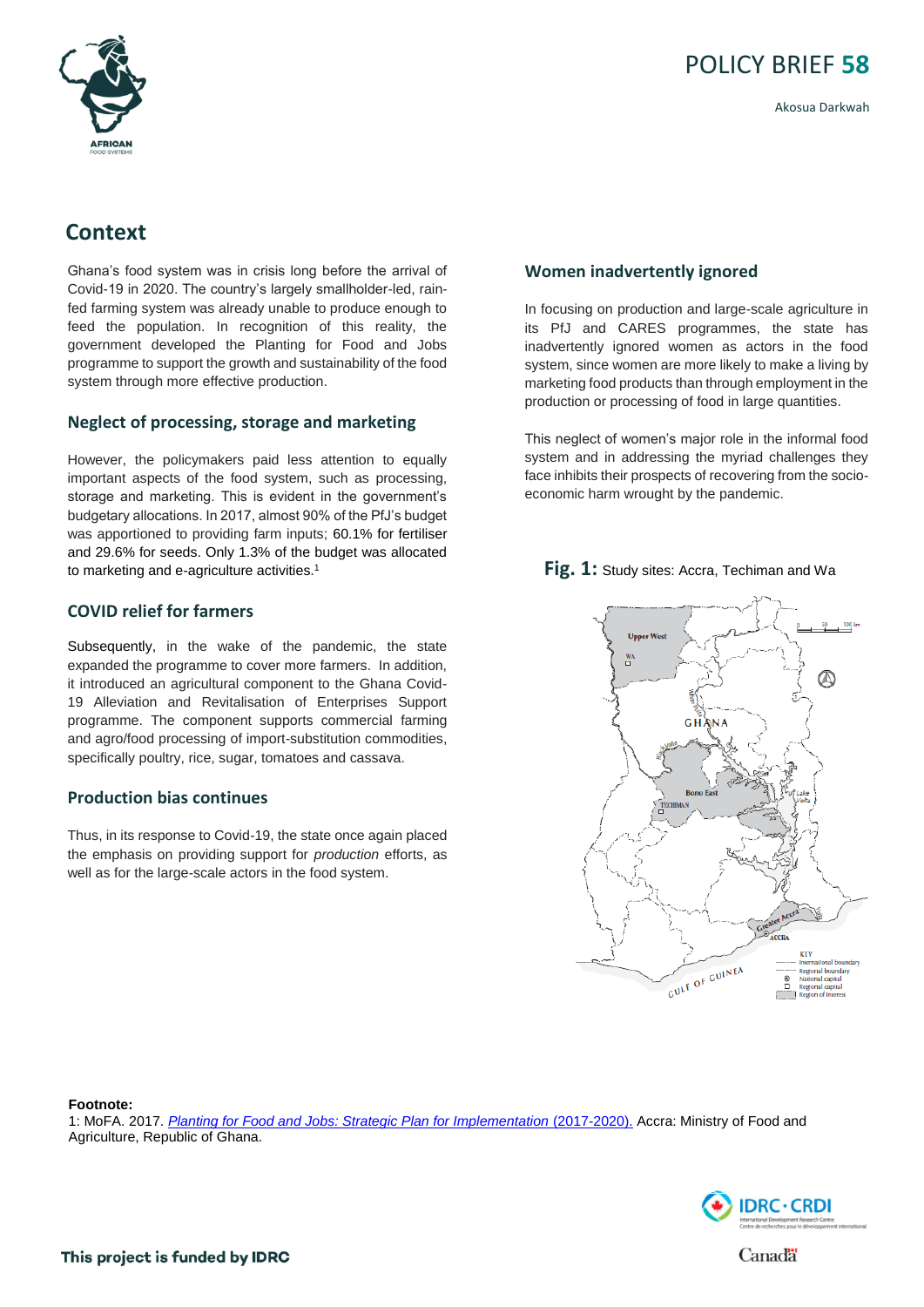POLICY BRIEF **58**

Akosua Darkwah

## Context

Ghana's food system was in crisis long before the arrival of Covid-19 in 2020. The country's largely smallholder-led, rain-fed farming system was already unable to produce enough to feed the population. In recognition of this reality, the government developed the Planting for Food and Jobs programme to support the growth and sustainability of the food system through more effective production.

### Neglect of processing, storage and marketing

However, the policymakers paid less attention to equally important aspects of the food system, such as processing, storage and marketing. This is evident in the government's budgetary allocations. In 2017, almost 90% of the PfJ's budget was apportioned to providing farm inputs; 60.1% for fertiliser and 29.6% for seeds. Only 1.3% of the budget was allocated to marketing and e-agriculture activities.[1]

### COVID relief for farmers

Subsequently, in the wake of the pandemic, the state expanded the programme to cover more farmers. In addition, it introduced an agricultural component to the Ghana Covid-19 Alleviation and Revitalisation of Enterprises Support programme. The component supports commercial farming and agro/food processing of import-substitution commodities, specifically poultry, rice, sugar, tomatoes and cassava.

### Production bias continues

Thus, in its response to Covid-19, the state once again placed the emphasis on providing support for *production* efforts, as well as for the large-scale actors in the food system.

### Women inadvertently ignored

In focusing on production and large-scale agriculture in its PfJ and CARES programmes, the state has inadvertently ignored women as actors in the food system, since women are more likely to make a living by marketing food products than through employment in the production or processing of food in large quantities.

This neglect of women's major role in the informal food system and in addressing the myriad challenges they face inhibits their prospects of recovering from the socio-economic harm wrought by the pandemic.

**Fig. 1:** Study sites: Accra, Techiman and Wa

Upper West
WA
GHANA
Bono East
TECHIMAN
Lake Volta
Greater Accra
ACCRA
GULF OF GUINEA
0 50 100 km
KEY
International boundary
Regional boundary
National capital
Regional capital
Region of interest

**Footnote:**
1: MoFA. 2017. *Planting for Food and Jobs: Strategic Plan for Implementation* (2017-2020). Accra: Ministry of Food and Agriculture, Republic of Ghana.

This project is funded by IDRC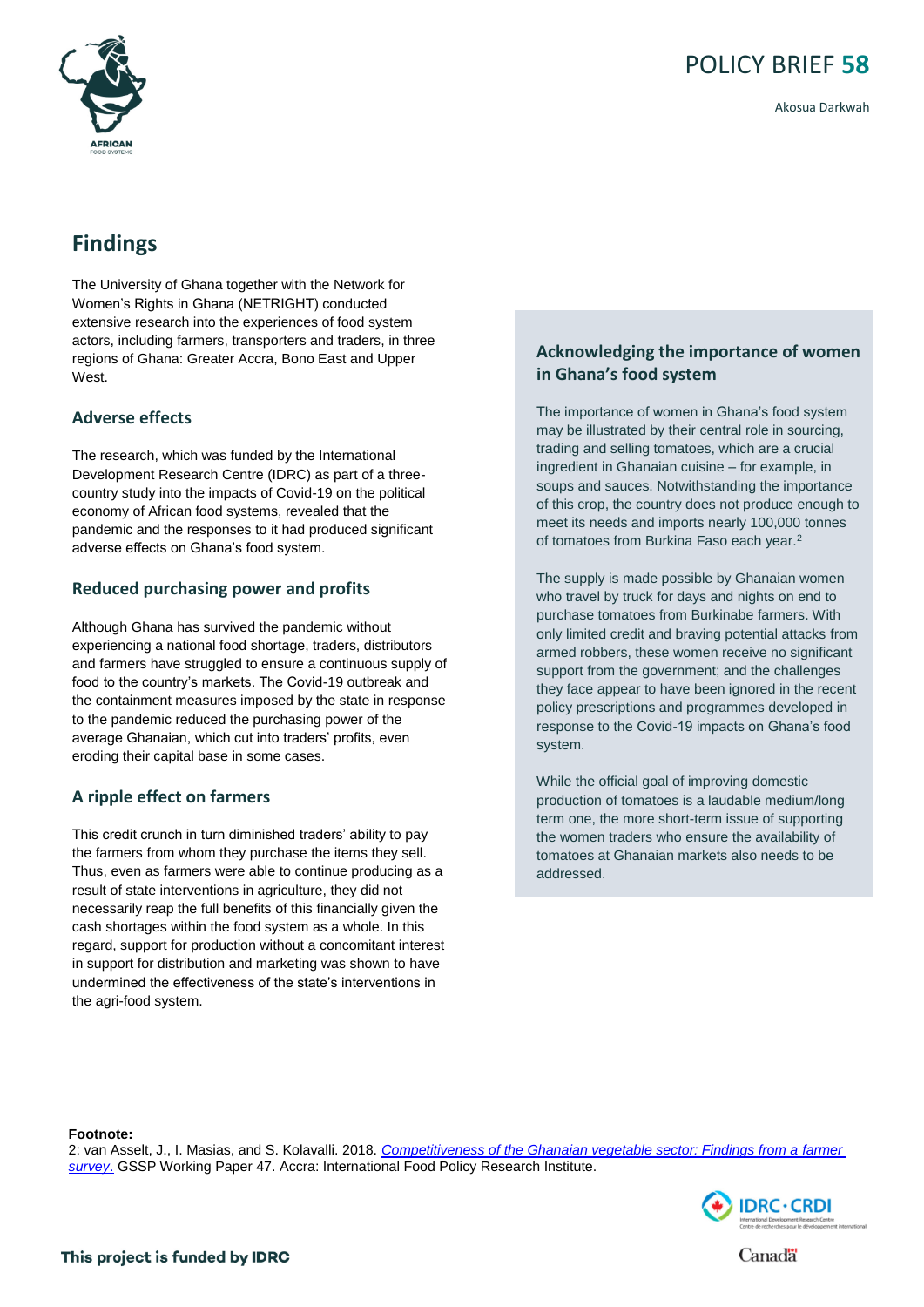## Findings

The University of Ghana together with the Network for Women's Rights in Ghana (NETRIGHT) conducted extensive research into the experiences of food system actors, including farmers, transporters and traders, in three regions of Ghana: Greater Accra, Bono East and Upper West.

### Adverse effects

The research, which was funded by the International Development Research Centre (IDRC) as part of a three-country study into the impacts of Covid-19 on the political economy of African food systems, revealed that the pandemic and the responses to it had produced significant adverse effects on Ghana's food system.

### Reduced purchasing power and profits

Although Ghana has survived the pandemic without experiencing a national food shortage, traders, distributors and farmers have struggled to ensure a continuous supply of food to the country's markets. The Covid-19 outbreak and the containment measures imposed by the state in response to the pandemic reduced the purchasing power of the average Ghanaian, which cut into traders' profits, even eroding their capital base in some cases.

### A ripple effect on farmers

This credit crunch in turn diminished traders' ability to pay the farmers from whom they purchase the items they sell. Thus, even as farmers were able to continue producing as a result of state interventions in agriculture, they did not necessarily reap the full benefits of this financially given the cash shortages within the food system as a whole. In this regard, support for production without a concomitant interest in support for distribution and marketing was shown to have undermined the effectiveness of the state's interventions in the agri-food system.

### Acknowledging the importance of women in Ghana's food system

The importance of women in Ghana's food system may be illustrated by their central role in sourcing, trading and selling tomatoes, which are a crucial ingredient in Ghanaian cuisine – for example, in soups and sauces. Notwithstanding the importance of this crop, the country does not produce enough to meet its needs and imports nearly 100,000 tonnes of tomatoes from Burkina Faso each year.[2]

The supply is made possible by Ghanaian women who travel by truck for days and nights on end to purchase tomatoes from Burkinabe farmers. With only limited credit and braving potential attacks from armed robbers, these women receive no significant support from the government; and the challenges they face appear to have been ignored in the recent policy prescriptions and programmes developed in response to the Covid-19 impacts on Ghana's food system.

While the official goal of improving domestic production of tomatoes is a laudable medium/long term one, the more short-term issue of supporting the women traders who ensure the availability of tomatoes at Ghanaian markets also needs to be addressed.

**Footnote:**

2: van Asselt, J., I. Masias, and S. Kolavalli. 2018. *Competitiveness of the Ghanaian vegetable sector: Findings from a farmer survey*. GSSP Working Paper 47. Accra: International Food Policy Research Institute.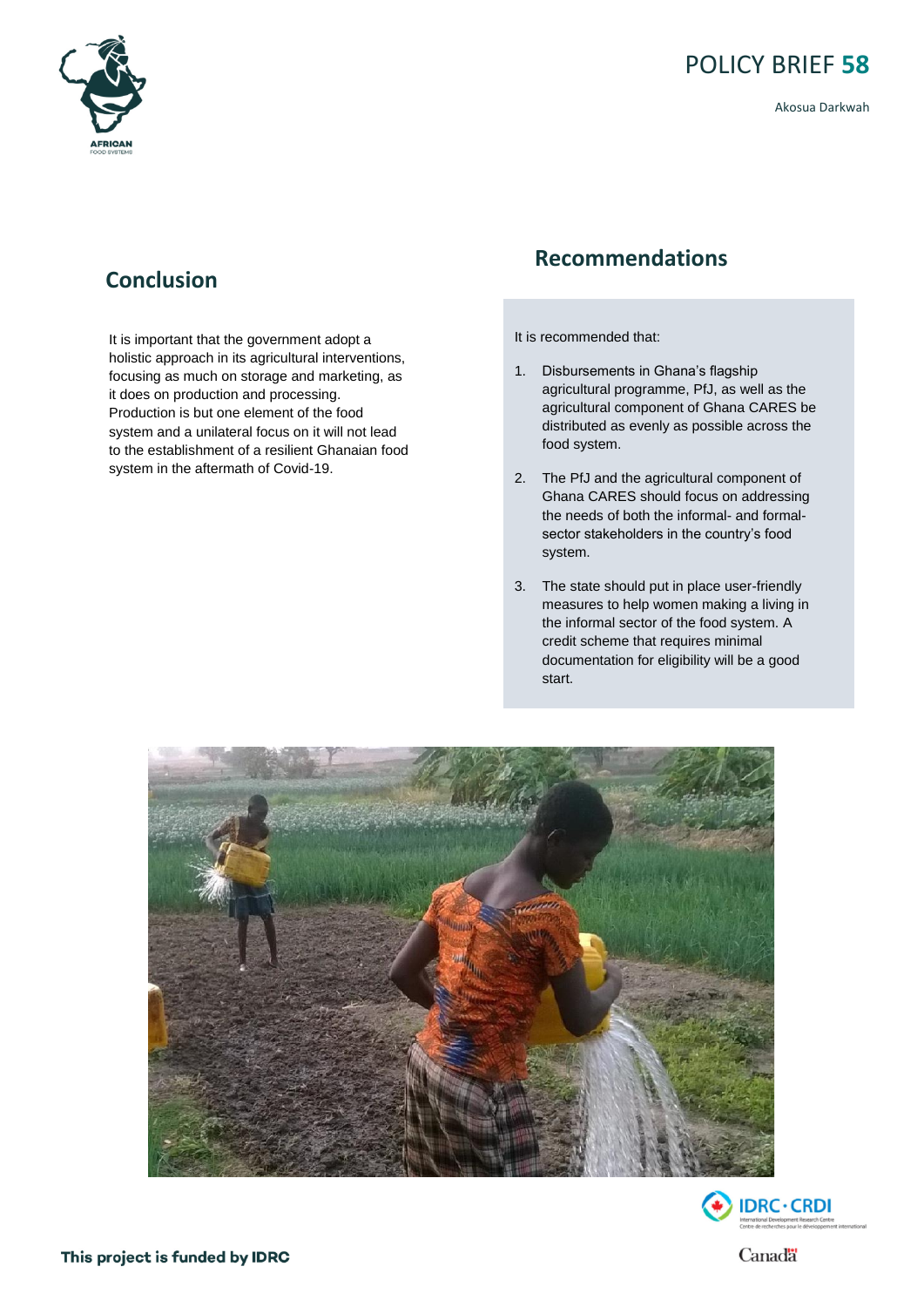POLICY BRIEF **58**

Akosua Darkwah

## Conclusion

It is important that the government adopt a holistic approach in its agricultural interventions, focusing as much on storage and marketing, as it does on production and processing. Production is but one element of the food system and a unilateral focus on it will not lead to the establishment of a resilient Ghanaian food system in the aftermath of Covid-19.

## Recommendations

It is recommended that:

1. Disbursements in Ghana's flagship agricultural programme, PfJ, as well as the agricultural component of Ghana CARES be distributed as evenly as possible across the food system.
2. The PfJ and the agricultural component of Ghana CARES should focus on addressing the needs of both the informal- and formal-sector stakeholders in the country's food system.
3. The state should put in place user-friendly measures to help women making a living in the informal sector of the food system. A credit scheme that requires minimal documentation for eligibility will be a good start.

**This project is funded by IDRC**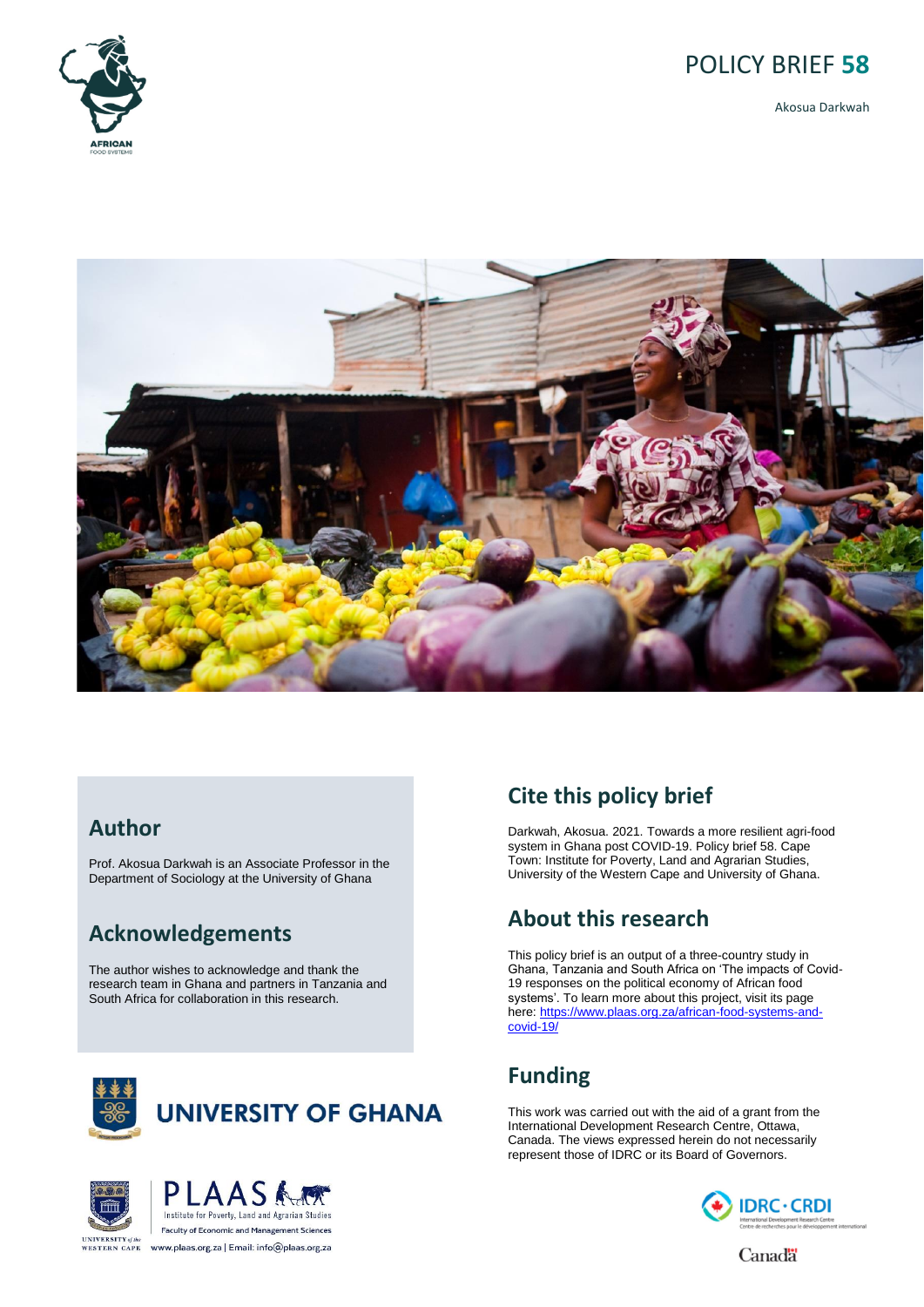# POLICY BRIEF 58

Akosua Darkwah

## Author

Prof. Akosua Darkwah is an Associate Professor in the Department of Sociology at the University of Ghana

## Acknowledgements

The author wishes to acknowledge and thank the research team in Ghana and partners in Tanzania and South Africa for collaboration in this research.

## Cite this policy brief

Darkwah, Akosua. 2021. Towards a more resilient agri-food system in Ghana post COVID-19. Policy brief 58. Cape Town: Institute for Poverty, Land and Agrarian Studies, University of the Western Cape and University of Ghana.

## About this research

This policy brief is an output of a three-country study in Ghana, Tanzania and South Africa on 'The impacts of Covid-19 responses on the political economy of African food systems'. To learn more about this project, visit its page here: https://www.plaas.org.za/african-food-systems-and-covid-19/

## Funding

This work was carried out with the aid of a grant from the International Development Research Centre, Ottawa, Canada. The views expressed herein do not necessarily represent those of IDRC or its Board of Governors.

UNIVERSITY OF GHANA

PLAAS Institute for Poverty, Land and Agrarian Studies
Faculty of Economic and Management Sciences
www.plaas.org.za | Email: info@plaas.org.za